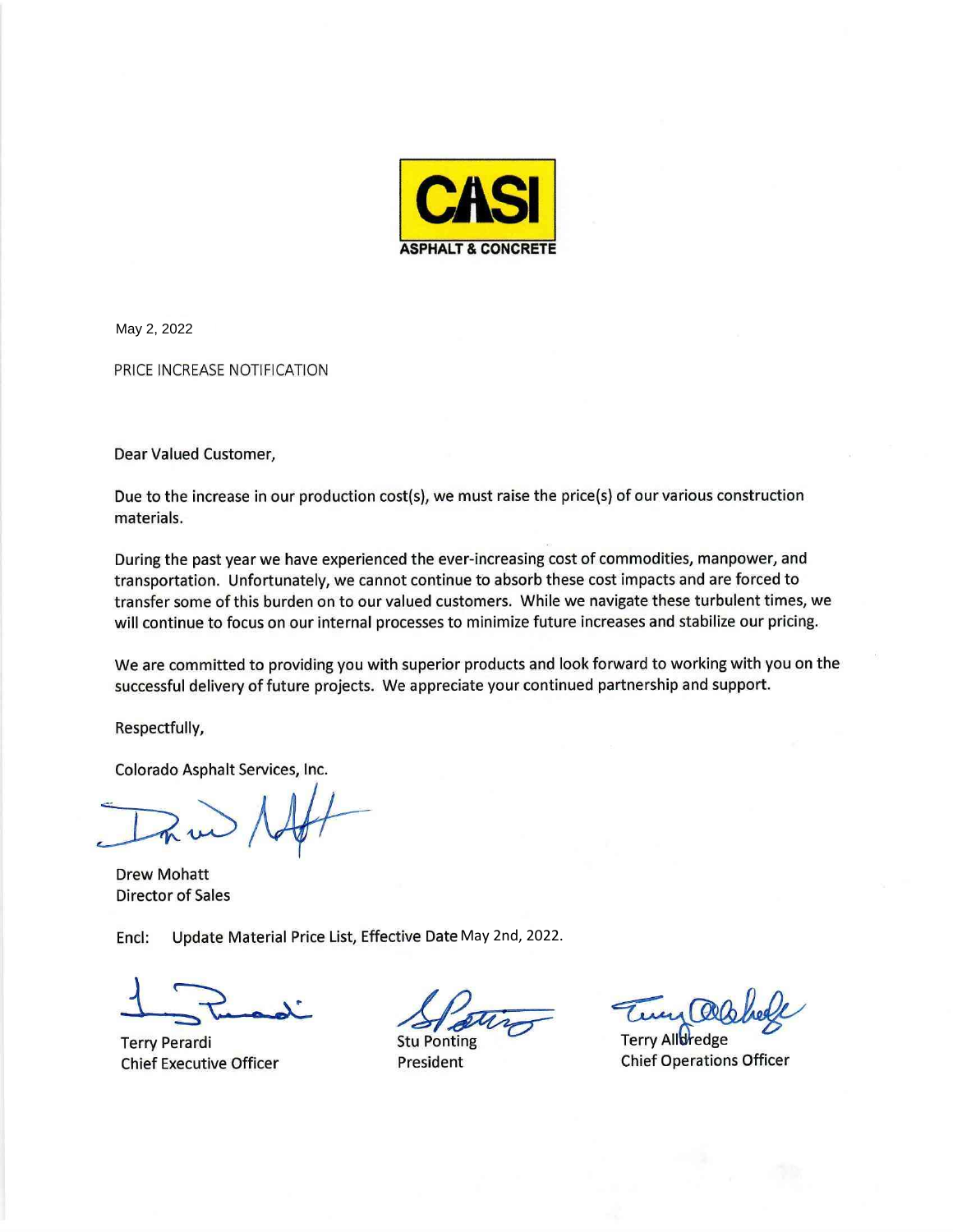**CASI**
**ASPHALT & CONCRETE**

May 2, 2022

PRICE INCREASE NOTIFICATION

Dear Valued Customer,

Due to the increase in our production cost(s), we must raise the price(s) of our various construction materials.

During the past year we have experienced the ever-increasing cost of commodities, manpower, and transportation. Unfortunately, we cannot continue to absorb these cost impacts and are forced to transfer some of this burden on to our valued customers. While we navigate these turbulent times, we will continue to focus on our internal processes to minimize future increases and stabilize our pricing.

We are committed to providing you with superior products and look forward to working with you on the successful delivery of future projects. We appreciate your continued partnership and support.

Respectfully,

Colorado Asphalt Services, Inc.

Drew Mohatt
Director of Sales

Encl: Update Material Price List, Effective Date May 2nd, 2022.

Terry Perardi
Chief Executive Officer

Stu Ponting
President

Terry Alldredge
Chief Operations Officer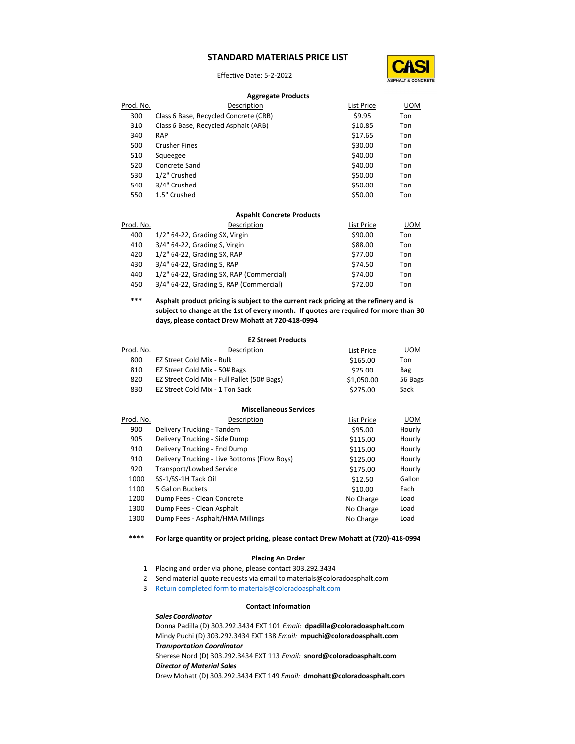# STANDARD MATERIALS PRICE LIST

Effective Date: 5-2-2022

CASI ASPHALT & CONCRETE

### Aggregate Products

| Prod. No. | Description | List Price | UOM |
|---|---|---|---|
| 300 | Class 6 Base, Recycled Concrete (CRB) | $9.95 | Ton |
| 310 | Class 6 Base, Recycled Asphalt (ARB) | $10.85 | Ton |
| 340 | RAP | $17.65 | Ton |
| 500 | Crusher Fines | $30.00 | Ton |
| 510 | Squeegee | $40.00 | Ton |
| 520 | Concrete Sand | $40.00 | Ton |
| 530 | 1/2" Crushed | $50.00 | Ton |
| 540 | 3/4" Crushed | $50.00 | Ton |
| 550 | 1.5" Crushed | $50.00 | Ton |

### Aspahlt Concrete Products

| Prod. No. | Description | List Price | UOM |
|---|---|---|---|
| 400 | 1/2" 64-22, Grading SX, Virgin | $90.00 | Ton |
| 410 | 3/4" 64-22, Grading S, Virgin | $88.00 | Ton |
| 420 | 1/2" 64-22, Grading SX, RAP | $77.00 | Ton |
| 430 | 3/4" 64-22, Grading S, RAP | $74.50 | Ton |
| 440 | 1/2" 64-22, Grading SX, RAP (Commercial) | $74.00 | Ton |
| 450 | 3/4" 64-22, Grading S, RAP (Commercial) | $72.00 | Ton |

*** **Asphalt product pricing is subject to the current rack pricing at the refinery and is subject to change at the 1st of every month. If quotes are required for more than 30 days, please contact Drew Mohatt at 720-418-0994**

### EZ Street Products

| Prod. No. | Description | List Price | UOM |
|---|---|---|---|
| 800 | EZ Street Cold Mix - Bulk | $165.00 | Ton |
| 810 | EZ Street Cold Mix - 50# Bags | $25.00 | Bag |
| 820 | EZ Street Cold Mix - Full Pallet (50# Bags) | $1,050.00 | 56 Bags |
| 830 | EZ Street Cold Mix - 1 Ton Sack | $275.00 | Sack |

### Miscellaneous Services

| Prod. No. | Description | List Price | UOM |
|---|---|---|---|
| 900 | Delivery Trucking - Tandem | $95.00 | Hourly |
| 905 | Delivery Trucking - Side Dump | $115.00 | Hourly |
| 910 | Delivery Trucking - End Dump | $115.00 | Hourly |
| 910 | Delivery Trucking - Live Bottoms (Flow Boys) | $125.00 | Hourly |
| 920 | Transport/Lowbed Service | $175.00 | Hourly |
| 1000 | SS-1/SS-1H Tack Oil | $12.50 | Gallon |
| 1100 | 5 Gallon Buckets | $10.00 | Each |
| 1200 | Dump Fees - Clean Concrete | No Charge | Load |
| 1300 | Dump Fees - Clean Asphalt | No Charge | Load |
| 1300 | Dump Fees - Asphalt/HMA Millings | No Charge | Load |

**** **For large quantity or project pricing, please contact Drew Mohatt at (720)-418-0994**

### Placing An Order

1. Placing and order via phone, please contact 303.292.3434
2. Send material quote requests via email to materials@coloradoasphalt.com
3. Return completed form to materials@coloradoasphalt.com

### Contact Information

***Sales Coordinator***
Donna Padilla (D) 303.292.3434 EXT 101 *Email:* **dpadilla@coloradoasphalt.com**
Mindy Puchi (D) 303.292.3434 EXT 138 *Email:* **mpuchi@coloradoasphalt.com**
***Transportation Coordinator***
Sherese Nord (D) 303.292.3434 EXT 113 *Email:* **snord@coloradoasphalt.com**
***Director of Material Sales***
Drew Mohatt (D) 303.292.3434 EXT 149 *Email:* **dmohatt@coloradoasphalt.com**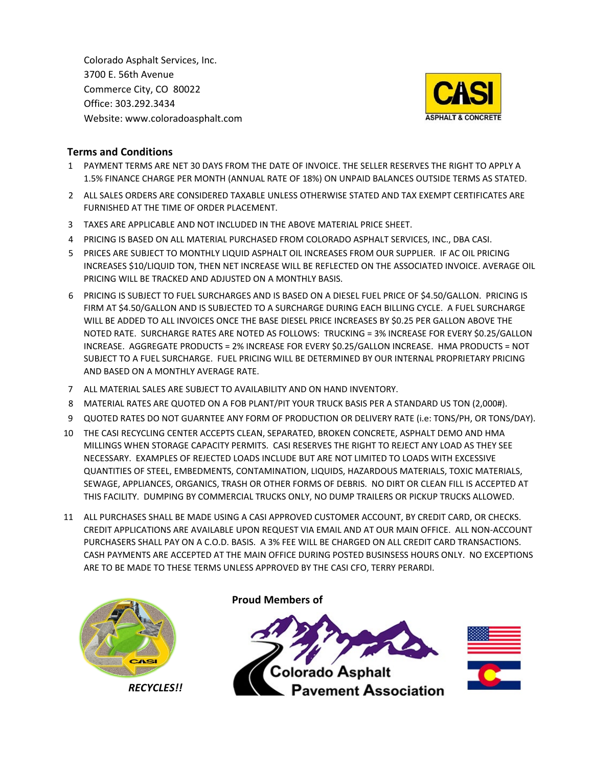Colorado Asphalt Services, Inc.
3700 E. 56th Avenue
Commerce City, CO 80022
Office: 303.292.3434
Website: www.coloradoasphalt.com

CASI
ASPHALT & CONCRETE

## Terms and Conditions

1. PAYMENT TERMS ARE NET 30 DAYS FROM THE DATE OF INVOICE. THE SELLER RESERVES THE RIGHT TO APPLY A 1.5% FINANCE CHARGE PER MONTH (ANNUAL RATE OF 18%) ON UNPAID BALANCES OUTSIDE TERMS AS STATED.
2. ALL SALES ORDERS ARE CONSIDERED TAXABLE UNLESS OTHERWISE STATED AND TAX EXEMPT CERTIFICATES ARE FURNISHED AT THE TIME OF ORDER PLACEMENT.
3. TAXES ARE APPLICABLE AND NOT INCLUDED IN THE ABOVE MATERIAL PRICE SHEET.
4. PRICING IS BASED ON ALL MATERIAL PURCHASED FROM COLORADO ASPHALT SERVICES, INC., DBA CASI.
5. PRICES ARE SUBJECT TO MONTHLY LIQUID ASPHALT OIL INCREASES FROM OUR SUPPLIER. IF AC OIL PRICING INCREASES $10/LIQUID TON, THEN NET INCREASE WILL BE REFLECTED ON THE ASSOCIATED INVOICE. AVERAGE OIL PRICING WILL BE TRACKED AND ADJUSTED ON A MONTHLY BASIS.
6. PRICING IS SUBJECT TO FUEL SURCHARGES AND IS BASED ON A DIESEL FUEL PRICE OF $4.50/GALLON. PRICING IS FIRM AT $4.50/GALLON AND IS SUBJECTED TO A SURCHARGE DURING EACH BILLING CYCLE. A FUEL SURCHARGE WILL BE ADDED TO ALL INVOICES ONCE THE BASE DIESEL PRICE INCREASES BY $0.25 PER GALLON ABOVE THE NOTED RATE. SURCHARGE RATES ARE NOTED AS FOLLOWS: TRUCKING = 3% INCREASE FOR EVERY $0.25/GALLON INCREASE. AGGREGATE PRODUCTS = 2% INCREASE FOR EVERY $0.25/GALLON INCREASE. HMA PRODUCTS = NOT SUBJECT TO A FUEL SURCHARGE. FUEL PRICING WILL BE DETERMINED BY OUR INTERNAL PROPRIETARY PRICING AND BASED ON A MONTHLY AVERAGE RATE.
7. ALL MATERIAL SALES ARE SUBJECT TO AVAILABILITY AND ON HAND INVENTORY.
8. MATERIAL RATES ARE QUOTED ON A FOB PLANT/PIT YOUR TRUCK BASIS PER A STANDARD US TON (2,000#).
9. QUOTED RATES DO NOT GUARNTEE ANY FORM OF PRODUCTION OR DELIVERY RATE (i.e: TONS/PH, OR TONS/DAY).
10. THE CASI RECYCLING CENTER ACCEPTS CLEAN, SEPARATED, BROKEN CONCRETE, ASPHALT DEMO AND HMA MILLINGS WHEN STORAGE CAPACITY PERMITS. CASI RESERVES THE RIGHT TO REJECT ANY LOAD AS THEY SEE NECESSARY. EXAMPLES OF REJECTED LOADS INCLUDE BUT ARE NOT LIMITED TO LOADS WITH EXCESSIVE QUANTITIES OF STEEL, EMBEDMENTS, CONTAMINATION, LIQUIDS, HAZARDOUS MATERIALS, TOXIC MATERIALS, SEWAGE, APPLIANCES, ORGANICS, TRASH OR OTHER FORMS OF DEBRIS. NO DIRT OR CLEAN FILL IS ACCEPTED AT THIS FACILITY. DUMPING BY COMMERCIAL TRUCKS ONLY, NO DUMP TRAILERS OR PICKUP TRUCKS ALLOWED.
11. ALL PURCHASES SHALL BE MADE USING A CASI APPROVED CUSTOMER ACCOUNT, BY CREDIT CARD, OR CHECKS. CREDIT APPLICATIONS ARE AVAILABLE UPON REQUEST VIA EMAIL AND AT OUR MAIN OFFICE. ALL NON-ACCOUNT PURCHASERS SHALL PAY ON A C.O.D. BASIS. A 3% FEE WILL BE CHARGED ON ALL CREDIT CARD TRANSACTIONS. CASH PAYMENTS ARE ACCEPTED AT THE MAIN OFFICE DURING POSTED BUSINSESS HOURS ONLY. NO EXCEPTIONS ARE TO BE MADE TO THESE TERMS UNLESS APPROVED BY THE CASI CFO, TERRY PERARDI.

*RECYCLES!!*

**Proud Members of**

Colorado Asphalt Pavement Association